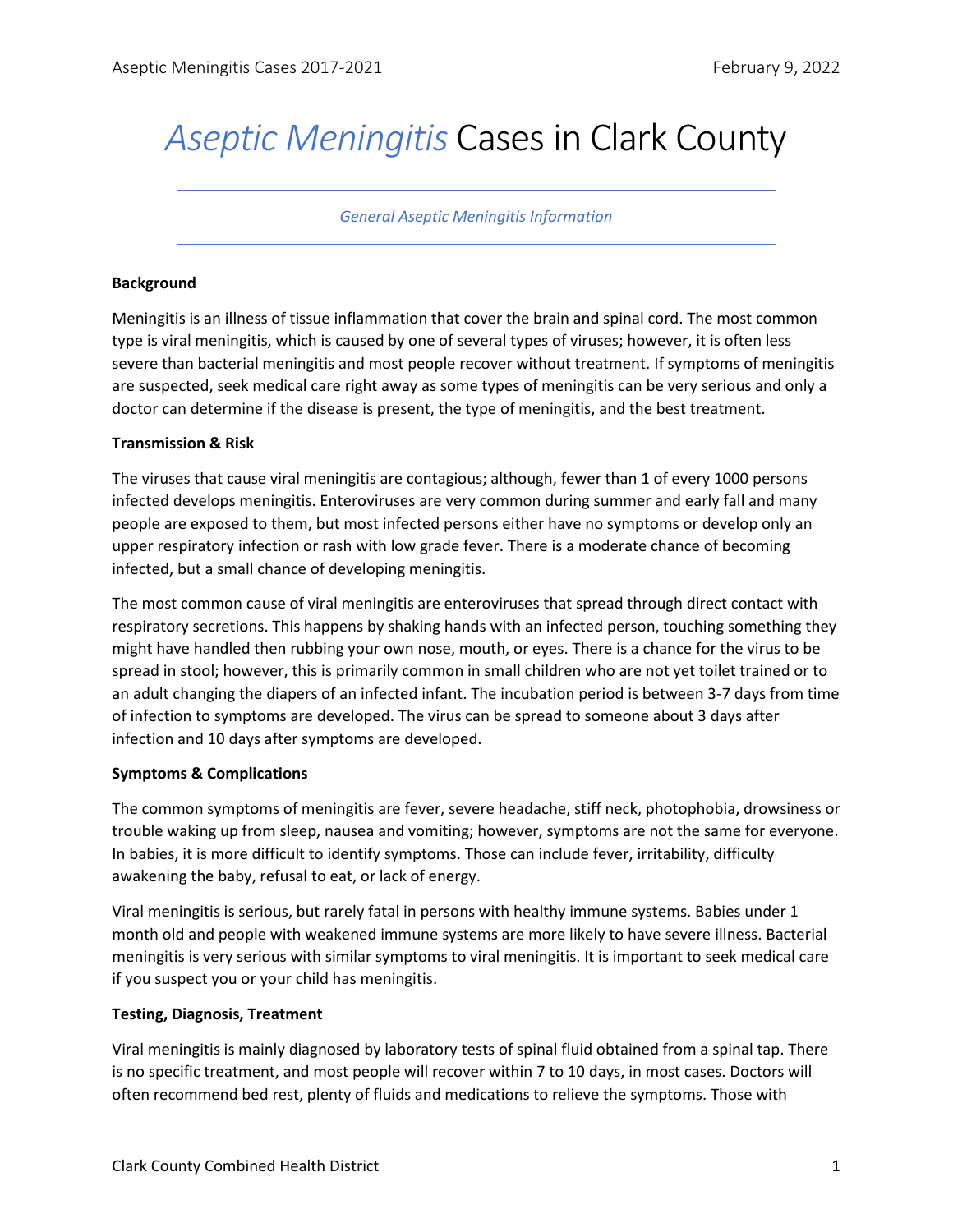# *Aseptic Meningitis* Cases in Clark County

---

*General Aseptic Meningitis Information*

---

**Background**

Meningitis is an illness of tissue inflammation that cover the brain and spinal cord. The most common type is viral meningitis, which is caused by one of several types of viruses; however, it is often less severe than bacterial meningitis and most people recover without treatment. If symptoms of meningitis are suspected, seek medical care right away as some types of meningitis can be very serious and only a doctor can determine if the disease is present, the type of meningitis, and the best treatment.

**Transmission & Risk**

The viruses that cause viral meningitis are contagious; although, fewer than 1 of every 1000 persons infected develops meningitis. Enteroviruses are very common during summer and early fall and many people are exposed to them, but most infected persons either have no symptoms or develop only an upper respiratory infection or rash with low grade fever. There is a moderate chance of becoming infected, but a small chance of developing meningitis.

The most common cause of viral meningitis are enteroviruses that spread through direct contact with respiratory secretions. This happens by shaking hands with an infected person, touching something they might have handled then rubbing your own nose, mouth, or eyes. There is a chance for the virus to be spread in stool; however, this is primarily common in small children who are not yet toilet trained or to an adult changing the diapers of an infected infant. The incubation period is between 3-7 days from time of infection to symptoms are developed. The virus can be spread to someone about 3 days after infection and 10 days after symptoms are developed.

**Symptoms & Complications**

The common symptoms of meningitis are fever, severe headache, stiff neck, photophobia, drowsiness or trouble waking up from sleep, nausea and vomiting; however, symptoms are not the same for everyone. In babies, it is more difficult to identify symptoms. Those can include fever, irritability, difficulty awakening the baby, refusal to eat, or lack of energy.

Viral meningitis is serious, but rarely fatal in persons with healthy immune systems. Babies under 1 month old and people with weakened immune systems are more likely to have severe illness. Bacterial meningitis is very serious with similar symptoms to viral meningitis. It is important to seek medical care if you suspect you or your child has meningitis.

**Testing, Diagnosis, Treatment**

Viral meningitis is mainly diagnosed by laboratory tests of spinal fluid obtained from a spinal tap. There is no specific treatment, and most people will recover within 7 to 10 days, in most cases. Doctors will often recommend bed rest, plenty of fluids and medications to relieve the symptoms. Those with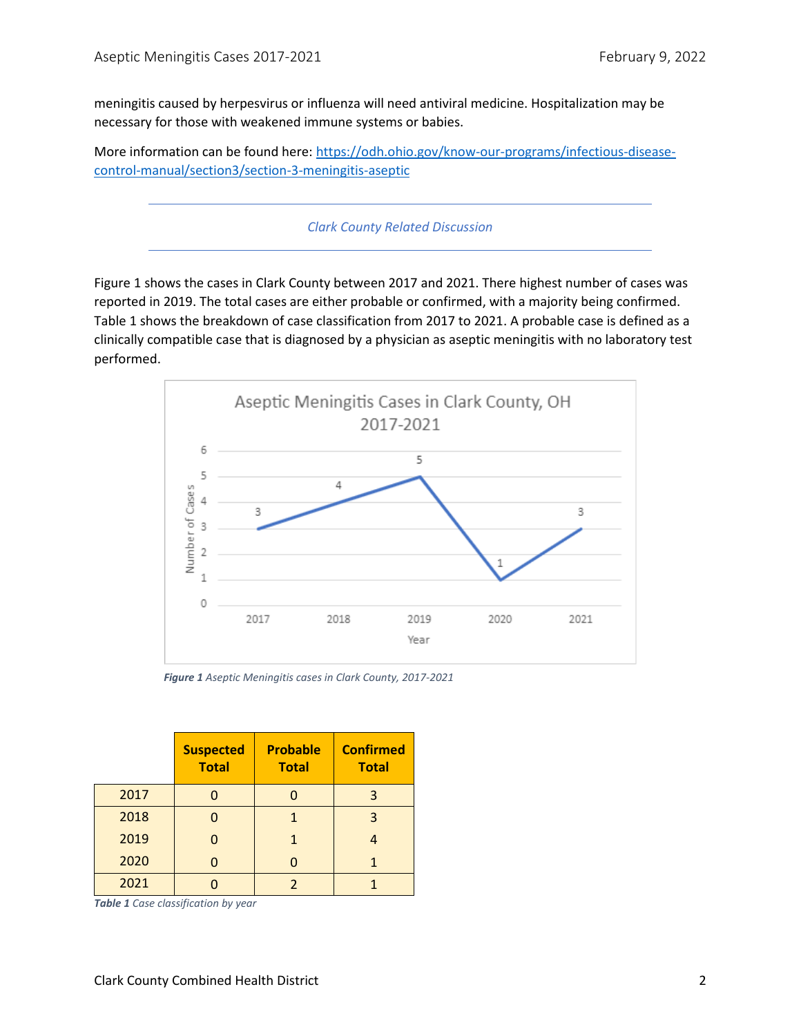meningitis caused by herpesvirus or influenza will need antiviral medicine. Hospitalization may be necessary for those with weakened immune systems or babies.

More information can be found here: [https://odh.ohio.gov/know-our-programs/infectious-disease-control-manual/section3/section-3-meningitis-aseptic](https://odh.ohio.gov/know-our-programs/infectious-disease-control-manual/section3/section-3-meningitis-aseptic)

---

*Clark County Related Discussion*

---

Figure 1 shows the cases in Clark County between 2017 and 2021. There highest number of cases was reported in 2019. The total cases are either probable or confirmed, with a majority being confirmed. Table 1 shows the breakdown of case classification from 2017 to 2021. A probable case is defined as a clinically compatible case that is diagnosed by a physician as aseptic meningitis with no laboratory test performed.

Aseptic Meningitis Cases in Clark County, OH 2017-2021

Number of Cases

0
1
2
3
4
5
6

3
4
5
1
3

2017
2018
2019
2020
2021

Year

***Figure 1*** *Aseptic Meningitis cases in Clark County, 2017-2021*

| | Suspected Total | Probable Total | Confirmed Total |
|---|---|---|---|
| 2017 | 0 | 0 | 3 |
| 2018 | 0 | 1 | 3 |
| 2019 | 0 | 1 | 4 |
| 2020 | 0 | 0 | 1 |
| 2021 | 0 | 2 | 1 |

***Table 1*** *Case classification by year*